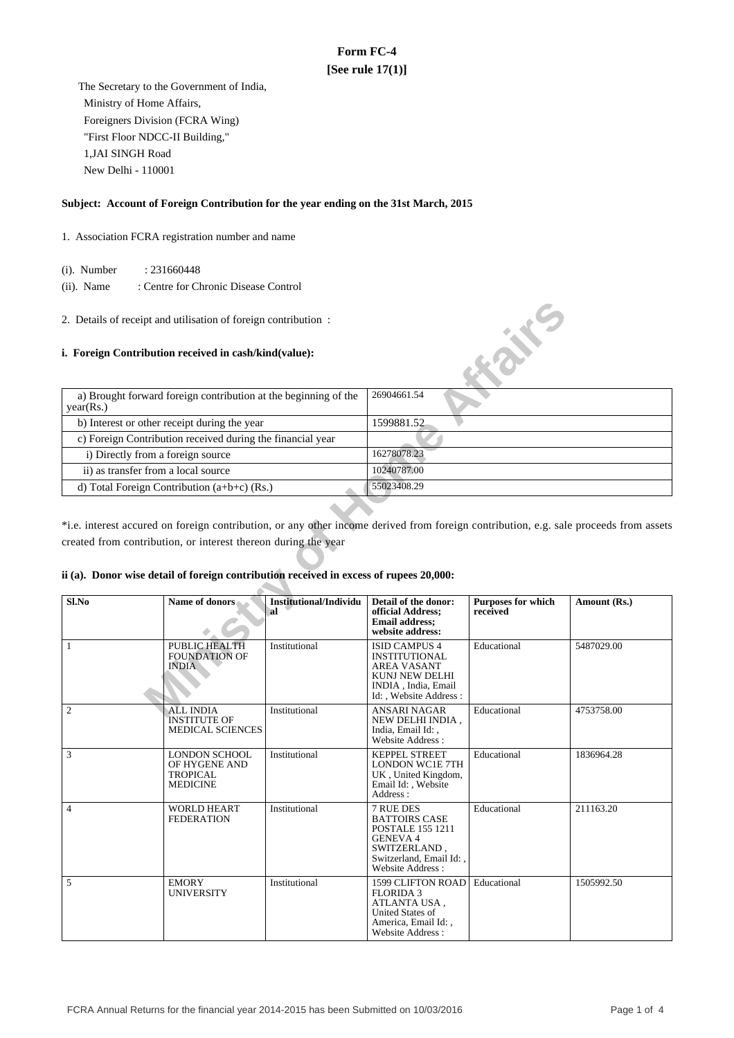# Form FC-4

**[See rule 17(1)]**

The Secretary to the Government of India,
Ministry of Home Affairs,
Foreigners Division (FCRA Wing)
"First Floor NDCC-II Building,"
1,JAI SINGH Road
New Delhi - 110001

**Subject: Account of Foreign Contribution for the year ending on the 31st March, 2015**

1. Association FCRA registration number and name

(i). Number : 231660448

(ii). Name : Centre for Chronic Disease Control

2. Details of receipt and utilisation of foreign contribution :

**i. Foreign Contribution received in cash/kind(value):**

| | |
|---|---|
| a) Brought forward foreign contribution at the beginning of the year(Rs.) | 26904661.54 |
| b) Interest or other receipt during the year | 1599881.52 |
| c) Foreign Contribution received during the financial year | |
| i) Directly from a foreign source | 16278078.23 |
| ii) as transfer from a local source | 10240787.00 |
| d) Total Foreign Contribution (a+b+c) (Rs.) | 55023408.29 |

*i.e. interest accured on foreign contribution, or any other income derived from foreign contribution, e.g. sale proceeds from assets created from contribution, or interest thereon during the year

**ii (a). Donor wise detail of foreign contribution received in excess of rupees 20,000:**

| Sl.No | Name of donors | Institutional/Individual | Detail of the donor: official Address; Email address; website address: | Purposes for which received | Amount (Rs.) |
|---|---|---|---|---|---|
| 1 | PUBLIC HEALTH FOUNDATION OF INDIA | Institutional | ISID CAMPUS 4 INSTITUTIONAL AREA VASANT KUNJ NEW DELHI INDIA , India, Email Id: , Website Address : | Educational | 5487029.00 |
| 2 | ALL INDIA INSTITUTE OF MEDICAL SCIENCES | Institutional | ANSARI NAGAR NEW DELHI INDIA , India, Email Id: , Website Address : | Educational | 4753758.00 |
| 3 | LONDON SCHOOL OF HYGENE AND TROPICAL MEDICINE | Institutional | KEPPEL STREET LONDON WC1E 7TH UK , United Kingdom, Email Id: , Website Address : | Educational | 1836964.28 |
| 4 | WORLD HEART FEDERATION | Institutional | 7 RUE DES BATTOIRS CASE POSTALE 155 1211 GENEVA 4 SWITZERLAND , Switzerland, Email Id: , Website Address : | Educational | 211163.20 |
| 5 | EMORY UNIVERSITY | Institutional | 1599 CLIFTON ROAD FLORIDA 3 ATLANTA USA , United States of America, Email Id: , Website Address : | Educational | 1505992.50 |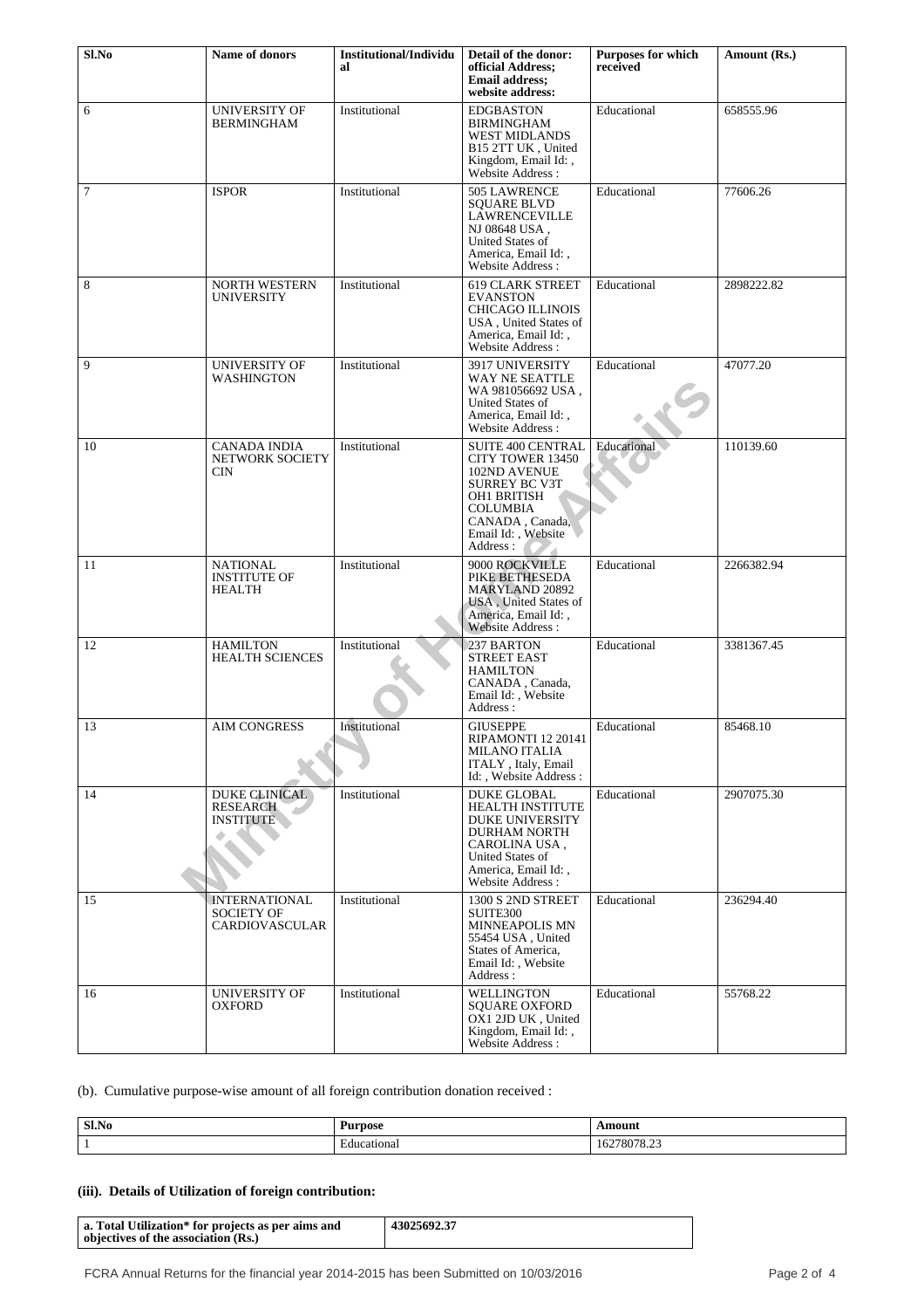| Sl.No | Name of donors | Institutional/Individual | Detail of the donor: official Address; Email address; website address: | Purposes for which received | Amount (Rs.) |
|---|---|---|---|---|---|
| 6 | UNIVERSITY OF BERMINGHAM | Institutional | EDGBASTON BIRMINGHAM WEST MIDLANDS B15 2TT UK , United Kingdom, Email Id: , Website Address : | Educational | 658555.96 |
| 7 | ISPOR | Institutional | 505 LAWRENCE SQUARE BLVD LAWRENCEVILLE NJ 08648 USA , United States of America, Email Id: , Website Address : | Educational | 77606.26 |
| 8 | NORTH WESTERN UNIVERSITY | Institutional | 619 CLARK STREET EVANSTON CHICAGO ILLINOIS USA , United States of America, Email Id: , Website Address : | Educational | 2898222.82 |
| 9 | UNIVERSITY OF WASHINGTON | Institutional | 3917 UNIVERSITY WAY NE SEATTLE WA 981056692 USA , United States of America, Email Id: , Website Address : | Educational | 47077.20 |
| 10 | CANADA INDIA NETWORK SOCIETY CIN | Institutional | SUITE 400 CENTRAL CITY TOWER 13450 102ND AVENUE SURREY BC V3T OH1 BRITISH COLUMBIA CANADA , Canada, Email Id: , Website Address : | Educational | 110139.60 |
| 11 | NATIONAL INSTITUTE OF HEALTH | Institutional | 9000 ROCKVILLE PIKE BETHESEDA MARYLAND 20892 USA , United States of America, Email Id: , Website Address : | Educational | 2266382.94 |
| 12 | HAMILTON HEALTH SCIENCES | Institutional | 237 BARTON STREET EAST HAMILTON CANADA , Canada, Email Id: , Website Address : | Educational | 3381367.45 |
| 13 | AIM CONGRESS | Institutional | GIUSEPPE RIPAMONTI 12 20141 MILANO ITALIA ITALY , Italy, Email Id: , Website Address : | Educational | 85468.10 |
| 14 | DUKE CLINICAL RESEARCH INSTITUTE | Institutional | DUKE GLOBAL HEALTH INSTITUTE DUKE UNIVERSITY DURHAM NORTH CAROLINA USA , United States of America, Email Id: , Website Address : | Educational | 2907075.30 |
| 15 | INTERNATIONAL SOCIETY OF CARDIOVASCULAR | Institutional | 1300 S 2ND STREET SUITE300 MINNEAPOLIS MN 55454 USA , United States of America, Email Id: , Website Address : | Educational | 236294.40 |
| 16 | UNIVERSITY OF OXFORD | Institutional | WELLINGTON SQUARE OXFORD OX1 2JD UK , United Kingdom, Email Id: , Website Address : | Educational | 55768.22 |

(b). Cumulative purpose-wise amount of all foreign contribution donation received :

| Sl.No | Purpose | Amount |
|---|---|---|
| 1 | Educational | 16278078.23 |

### (iii). Details of Utilization of foreign contribution:

| a. Total Utilization* for projects as per aims and objectives of the association (Rs.) | 43025692.37 |
|---|---|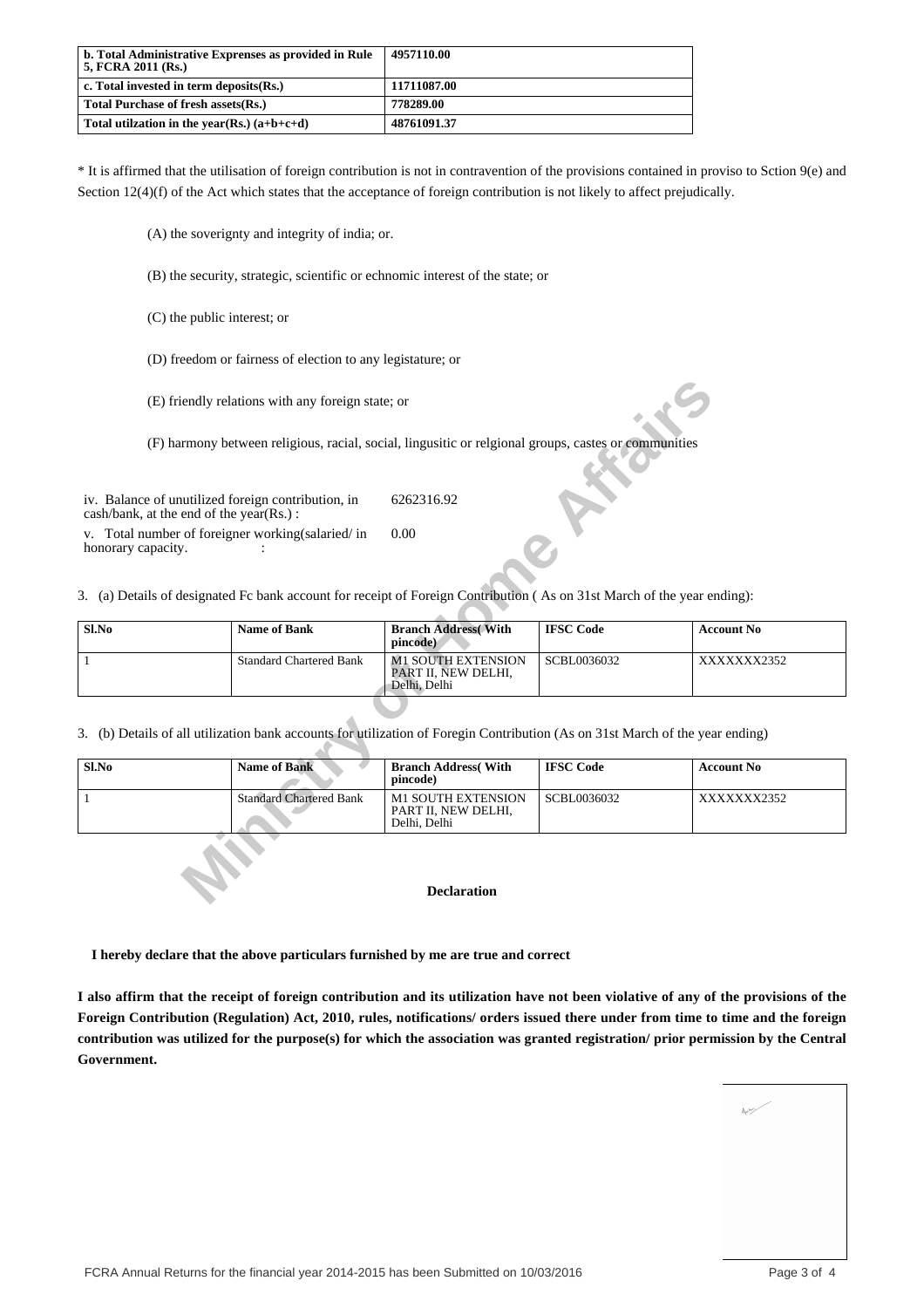| b. Total Administrative Expenses as provided in Rule 5, FCRA 2011 (Rs.) | 4957110.00 |
|---|---|
| c. Total invested in term deposits(Rs.) | 11711087.00 |
| Total Purchase of fresh assets(Rs.) | 778289.00 |
| Total utilzation in the year(Rs.) (a+b+c+d) | 48761091.37 |

* It is affirmed that the utilisation of foreign contribution is not in contravention of the provisions contained in proviso to Sction 9(e) and Section 12(4)(f) of the Act which states that the acceptance of foreign contribution is not likely to affect prejudically.

(A) the soverignty and integrity of india; or.

(B) the security, strategic, scientific or echnomic interest of the state; or

(C) the public interest; or

(D) freedom or fairness of election to any legistature; or

(E) friendly relations with any foreign state; or

(F) harmony between religious, racial, social, lingusitic or relgional groups, castes or communities

| | |
|---|---|
| iv. Balance of unutilized foreign contribution, in cash/bank, at the end of the year(Rs.) : | 6262316.92 |
| v. Total number of foreigner working(salaried/ in honorary capacity. : | 0.00 |

3. (a) Details of designated Fc bank account for receipt of Foreign Contribution ( As on 31st March of the year ending):

| Sl.No | Name of Bank | Branch Address( With pincode) | IFSC Code | Account No |
|---|---|---|---|---|
| 1 | Standard Chartered Bank | M1 SOUTH EXTENSION PART II, NEW DELHI, Delhi, Delhi | SCBL0036032 | XXXXXXX2352 |

3. (b) Details of all utilization bank accounts for utilization of Foregin Contribution (As on 31st March of the year ending)

| Sl.No | Name of Bank | Branch Address( With pincode) | IFSC Code | Account No |
|---|---|---|---|---|
| 1 | Standard Chartered Bank | M1 SOUTH EXTENSION PART II, NEW DELHI, Delhi, Delhi | SCBL0036032 | XXXXXXX2352 |

**Declaration**

**I hereby declare that the above particulars furnished by me are true and correct**

**I also affirm that the receipt of foreign contribution and its utilization have not been violative of any of the provisions of the Foreign Contribution (Regulation) Act, 2010, rules, notifications/ orders issued there under from time to time and the foreign contribution was utilized for the purpose(s) for which the association was granted registration/ prior permission by the Central Government.**

FCRA Annual Returns for the financial year 2014-2015 has been Submitted on 10/03/2016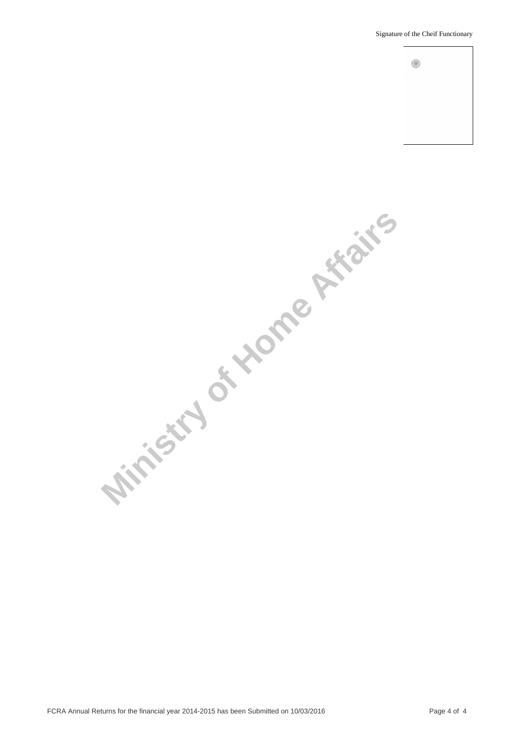Signature of the Cheif Functionary